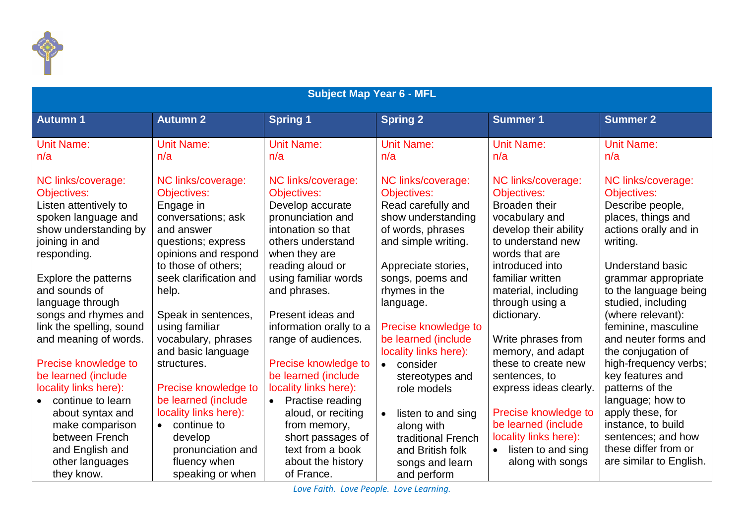| Subject Map Year 6 - MFL | | | | | |
|---|---|---|---|---|---|
| **Autumn 1** | **Autumn 2** | **Spring 1** | **Spring 2** | **Summer 1** | **Summer 2** |
| Unit Name:<br>n/a<br><br>NC links/coverage:<br>Objectives:<br>Listen attentively to spoken language and show understanding by joining in and responding.<br><br>Explore the patterns and sounds of language through songs and rhymes and link the spelling, sound and meaning of words.<br><br>Precise knowledge to be learned (include locality links here):<br>• continue to learn about syntax and make comparison between French and English and other languages they know. | Unit Name:<br>n/a<br><br>NC links/coverage:<br>Objectives:<br>Engage in conversations; ask and answer questions; express opinions and respond to those of others; seek clarification and help.<br><br>Speak in sentences, using familiar vocabulary, phrases and basic language structures.<br><br>Precise knowledge to be learned (include locality links here):<br>• continue to develop pronunciation and fluency when speaking or when | Unit Name:<br>n/a<br><br>NC links/coverage:<br>Objectives:<br>Develop accurate pronunciation and intonation so that others understand when they are reading aloud or using familiar words and phrases.<br><br>Present ideas and information orally to a range of audiences.<br><br>Precise knowledge to be learned (include locality links here):<br>• Practise reading aloud, or reciting from memory, short passages of text from a book about the history of France. | Unit Name:<br>n/a<br><br>NC links/coverage:<br>Objectives:<br>Read carefully and show understanding of words, phrases and simple writing.<br><br>Appreciate stories, songs, poems and rhymes in the language.<br><br>Precise knowledge to be learned (include locality links here):<br>• consider stereotypes and role models<br><br>• listen to and sing along with traditional French and British folk songs and learn and perform | Unit Name:<br>n/a<br><br>NC links/coverage:<br>Objectives:<br>Broaden their vocabulary and develop their ability to understand new words that are introduced into familiar written material, including through using a dictionary.<br><br>Write phrases from memory, and adapt these to create new sentences, to express ideas clearly.<br><br>Precise knowledge to be learned (include locality links here):<br>• listen to and sing along with songs | Unit Name:<br>n/a<br><br>NC links/coverage:<br>Objectives:<br>Describe people, places, things and actions orally and in writing.<br><br>Understand basic grammar appropriate to the language being studied, including (where relevant): feminine, masculine and neuter forms and the conjugation of high-frequency verbs; key features and patterns of the language; how to apply these, for instance, to build sentences; and how these differ from or are similar to English. |

*Love Faith. Love People. Love Learning.*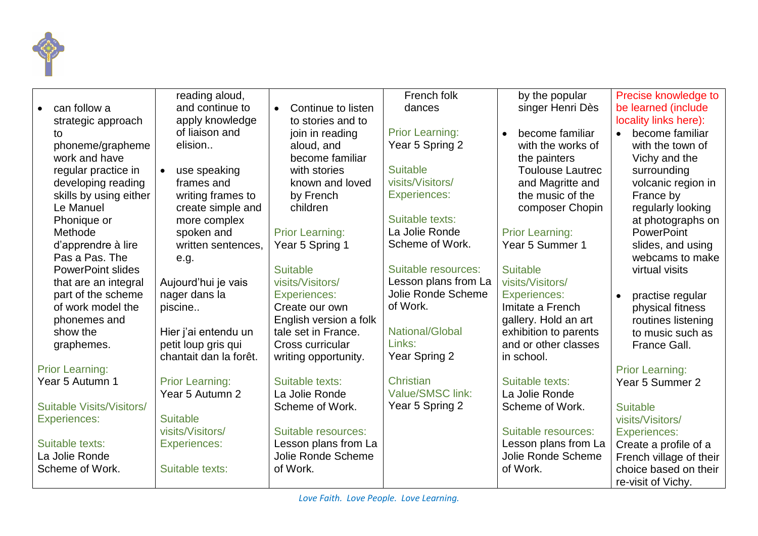| | | | | | |
|---|---|---|---|---|---|
| • can follow a strategic approach to phoneme/grapheme work and have regular practice in developing reading skills by using either Le Manuel Phonique or Methode d'apprendre à lire Pas a Pas. The PowerPoint slides that are an integral part of the scheme of work model the phonemes and show the graphemes.<br><br>Prior Learning:<br>Year 5 Autumn 1<br><br>Suitable Visits/Visitors/ Experiences:<br><br>Suitable texts:<br>La Jolie Ronde Scheme of Work. | reading aloud, and continue to apply knowledge of liaison and elision..<br><br>• use speaking frames and writing frames to create simple and more complex spoken and written sentences, e.g.<br><br>Aujourd'hui je vais nager dans la piscine..<br><br>Hier j'ai entendu un petit loup gris qui chantait dan la forêt.<br><br>Prior Learning:<br>Year 5 Autumn 2<br><br>Suitable visits/Visitors/ Experiences:<br><br>Suitable texts: | • Continue to listen to stories and to join in reading aloud, and become familiar with stories known and loved by French children<br><br>Prior Learning:<br>Year 5 Spring 1<br><br>Suitable visits/Visitors/ Experiences:<br>Create our own English version a folk tale set in France. Cross curricular writing opportunity.<br><br>Suitable texts:<br>La Jolie Ronde Scheme of Work.<br><br>Suitable resources:<br>Lesson plans from La Jolie Ronde Scheme of Work. | French folk dances<br><br>Prior Learning:<br>Year 5 Spring 2<br><br>Suitable visits/Visitors/ Experiences:<br><br>Suitable texts:<br>La Jolie Ronde Scheme of Work.<br><br>Suitable resources:<br>Lesson plans from La Jolie Ronde Scheme of Work.<br><br>National/Global Links:<br>Year Spring 2<br><br>Christian Value/SMSC link:<br>Year 5 Spring 2 | by the popular singer Henri Dès<br><br>• become familiar with the works of the painters Toulouse Lautrec and Magritte and the music of the composer Chopin<br><br>Prior Learning:<br>Year 5 Summer 1<br><br>Suitable visits/Visitors/ Experiences:<br>Imitate a French gallery. Hold an art exhibition to parents and or other classes in school.<br><br>Suitable texts:<br>La Jolie Ronde Scheme of Work.<br><br>Suitable resources:<br>Lesson plans from La Jolie Ronde Scheme of Work. | Precise knowledge to be learned (include locality links here):<br>• become familiar with the town of Vichy and the surrounding volcanic region in France by regularly looking at photographs on PowerPoint slides, and using webcams to make virtual visits<br><br>• practise regular physical fitness routines listening to music such as France Gall.<br><br>Prior Learning:<br>Year 5 Summer 2<br><br>Suitable visits/Visitors/ Experiences:<br>Create a profile of a French village of their choice based on their re-visit of Vichy. |

*Love Faith. Love People. Love Learning.*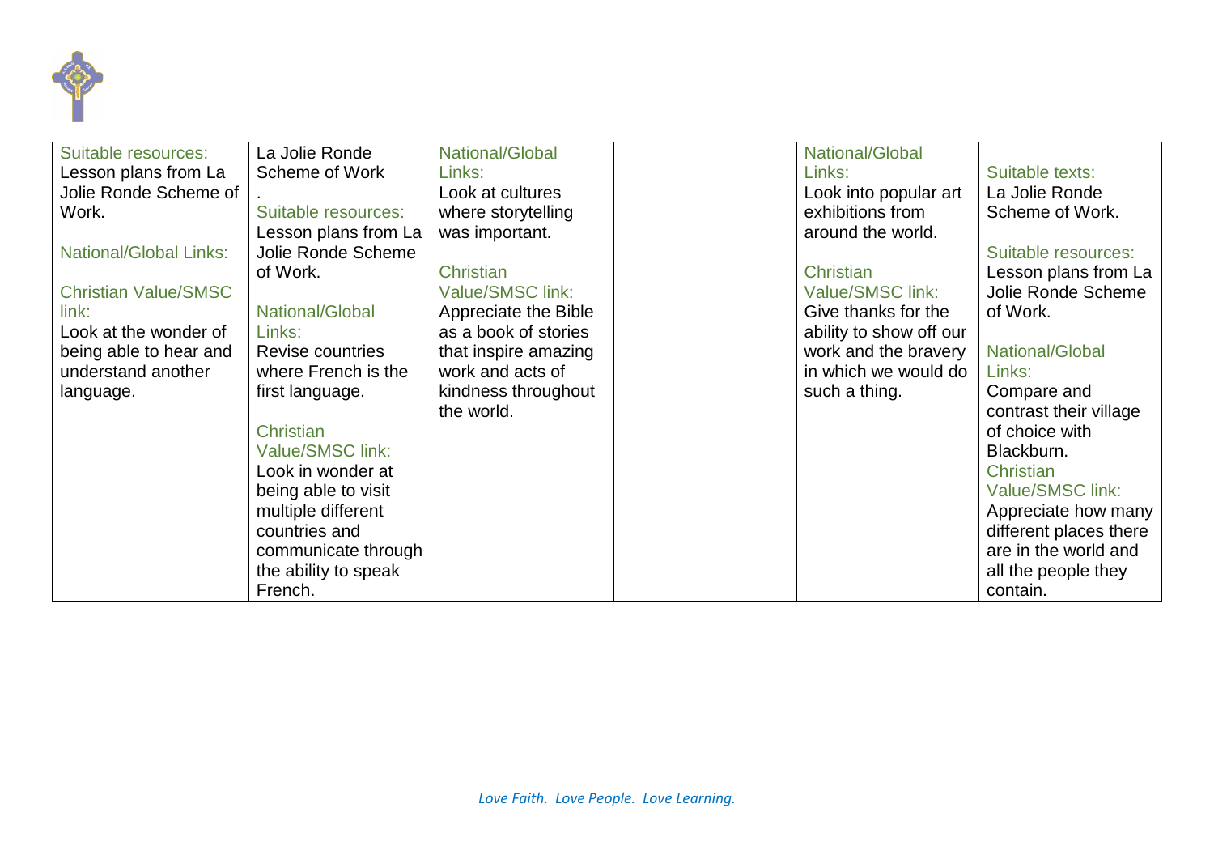| | | | | | |
|---|---|---|---|---|---|
| Suitable resources:<br>Lesson plans from La Jolie Ronde Scheme of Work.<br><br>National/Global Links:<br><br>Christian Value/SMSC link:<br>Look at the wonder of being able to hear and understand another language. | La Jolie Ronde Scheme of Work<br>.<br>Suitable resources:<br>Lesson plans from La Jolie Ronde Scheme of Work.<br><br>National/Global Links:<br>Revise countries where French is the first language.<br><br>Christian Value/SMSC link:<br>Look in wonder at being able to visit multiple different countries and communicate through the ability to speak French. | National/Global Links:<br>Look at cultures where storytelling was important.<br><br>Christian Value/SMSC link:<br>Appreciate the Bible as a book of stories that inspire amazing work and acts of kindness throughout the world. | | National/Global Links:<br>Look into popular art exhibitions from around the world.<br><br>Christian Value/SMSC link:<br>Give thanks for the ability to show off our work and the bravery in which we would do such a thing. | Suitable texts:<br>La Jolie Ronde Scheme of Work.<br><br>Suitable resources:<br>Lesson plans from La Jolie Ronde Scheme of Work.<br><br>National/Global Links:<br>Compare and contrast their village of choice with Blackburn.<br>Christian Value/SMSC link:<br>Appreciate how many different places there are in the world and all the people they contain. |

*Love Faith. Love People. Love Learning.*